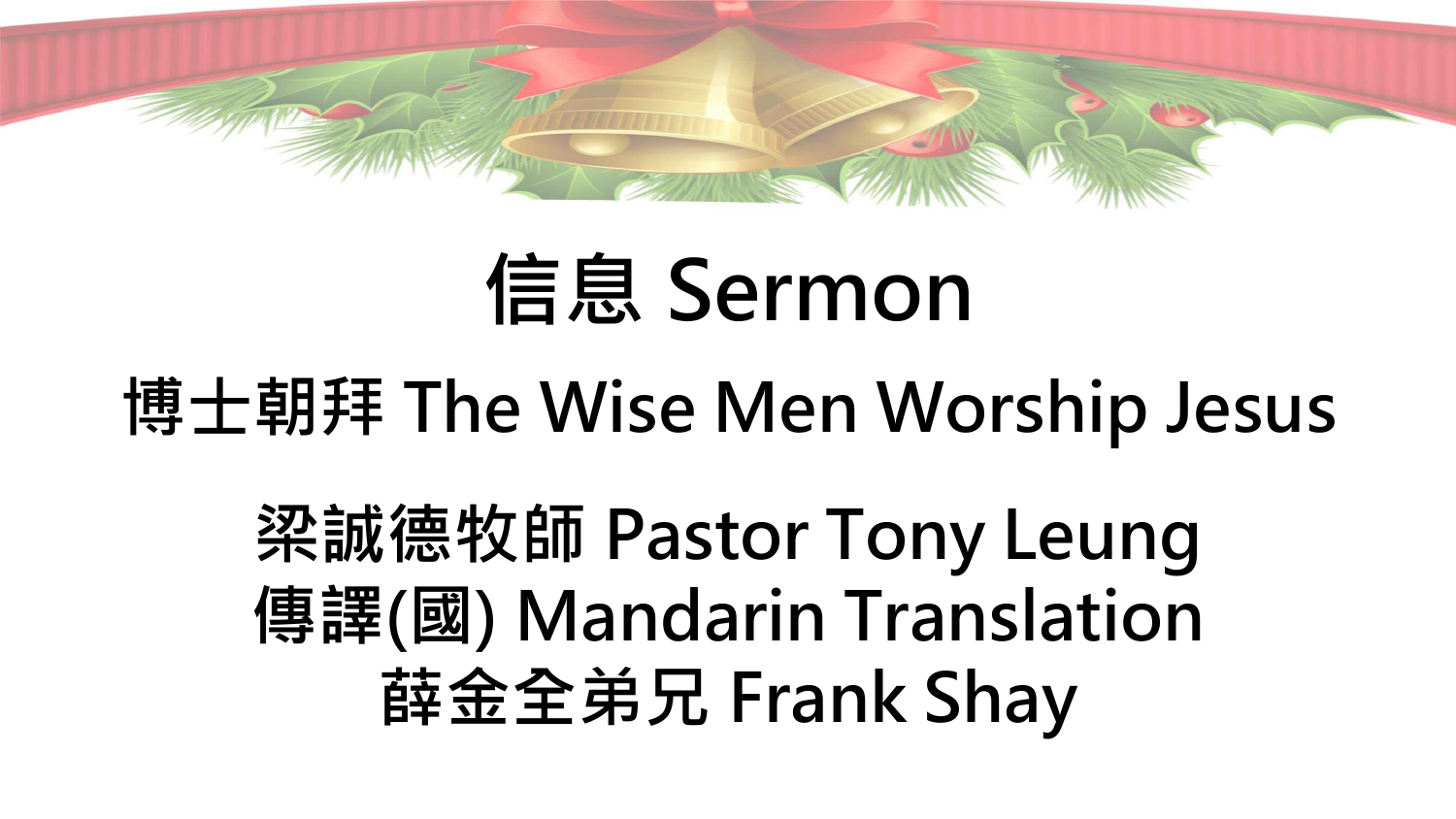# 信息 Sermon

## 博士朝拜 The Wise Men Worship Jesus

梁誠德牧師 Pastor Tony Leung
傳譯(國) Mandarin Translation
薛金全弟兄 Frank Shay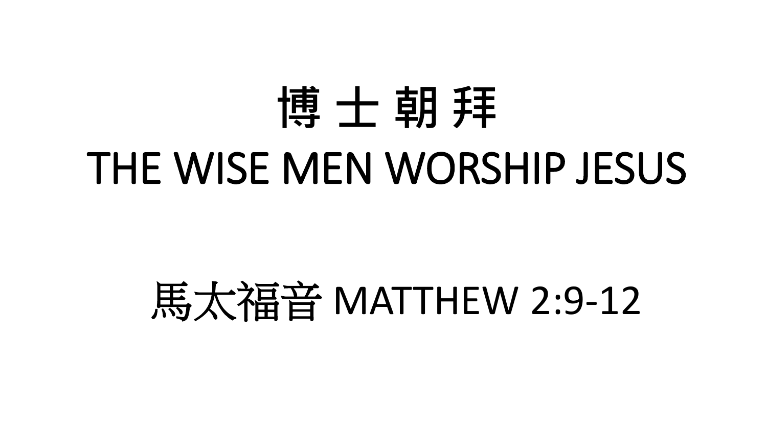# 博 士 朝 拜
# THE WISE MEN WORSHIP JESUS

## 馬太福音 MATTHEW 2:9-12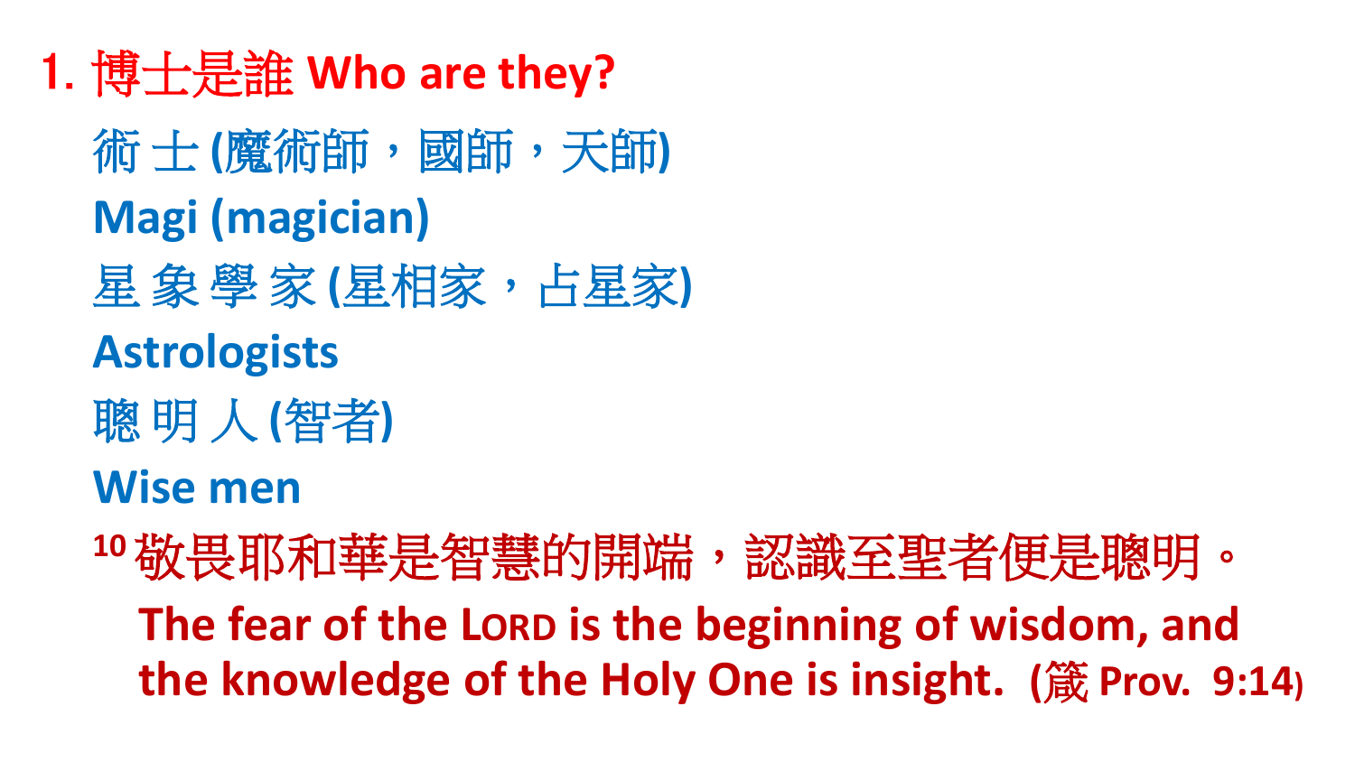## 1. 博士是誰 Who are they?

**術 士 (魔術師，國師，天師)**

**Magi (magician)**

**星 象 學 家 (星相家，占星家)**

**Astrologists**

**聰 明 人 (智者)**

**Wise men**

[10] 敬畏耶和華是智慧的開端，認識至聖者便是聰明。

**The fear of the LORD is the beginning of wisdom, and the knowledge of the Holy One is insight. (箴 Prov. 9:14)**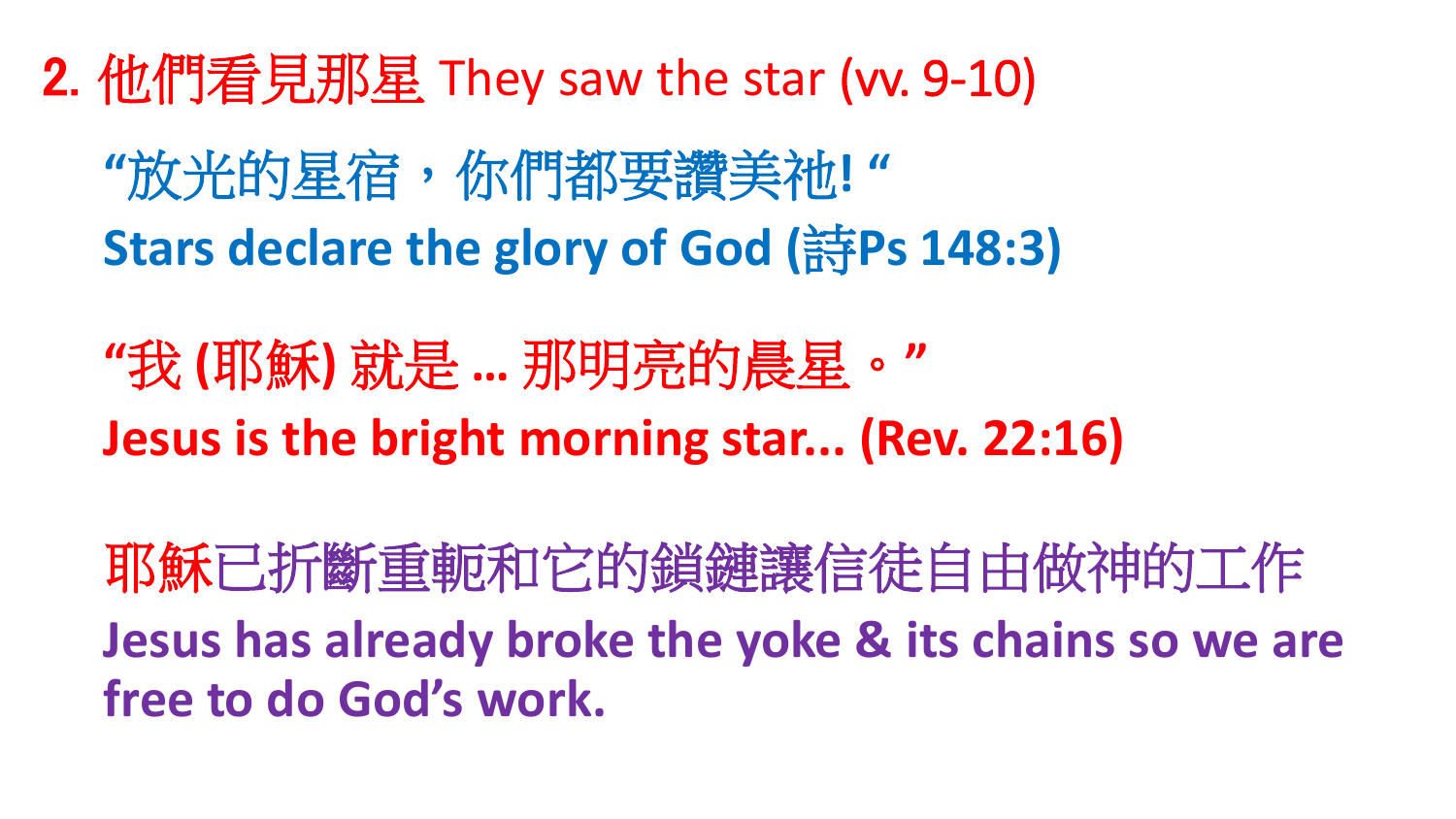## 2. 他們看見那星 They saw the star (vv. 9-10)

"放光的星宿，你們都要讚美祂! "

**Stars declare the glory of God (詩Ps 148:3)**

"我 (耶穌) 就是 … 那明亮的晨星。"

**Jesus is the bright morning star... (Rev. 22:16)**

耶穌已折斷重軛和它的鎖鏈讓信徒自由做神的工作

**Jesus has already broke the yoke & its chains so we are free to do God's work.**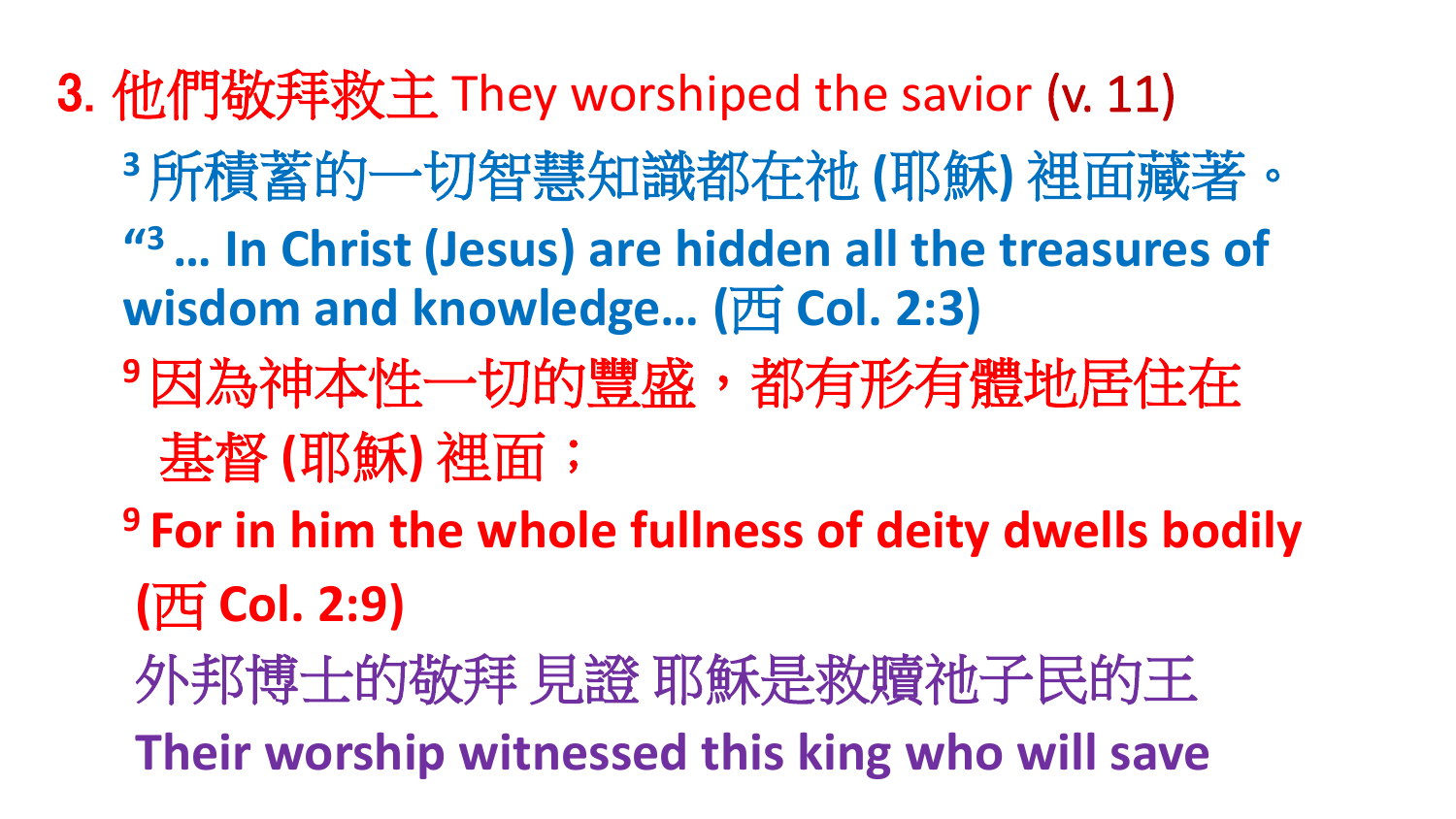## 3. 他們敬拜救主 They worshiped the savior (v. 11)

[3] 所積蓄的一切智慧知識都在祂 (耶穌) 裡面藏著。

**“[3] … In Christ (Jesus) are hidden all the treasures of wisdom and knowledge… (西 Col. 2:3)**

[9] 因為神本性一切的豐盛，都有形有體地居住在基督 (耶穌) 裡面；

**[9] For in him the whole fullness of deity dwells bodily (西 Col. 2:9)**

外邦博士的敬拜 見證 耶穌是救贖祂子民的王

**Their worship witnessed this king who will save**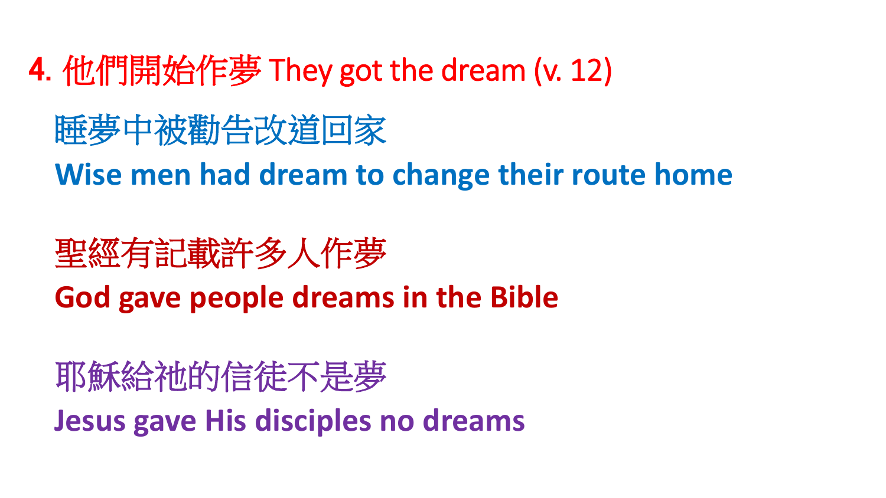## 4. 他們開始作夢 They got the dream (v. 12)

睡夢中被勸告改道回家

**Wise men had dream to change their route home**

聖經有記載許多人作夢

**God gave people dreams in the Bible**

耶穌給祂的信徒不是夢

**Jesus gave His disciples no dreams**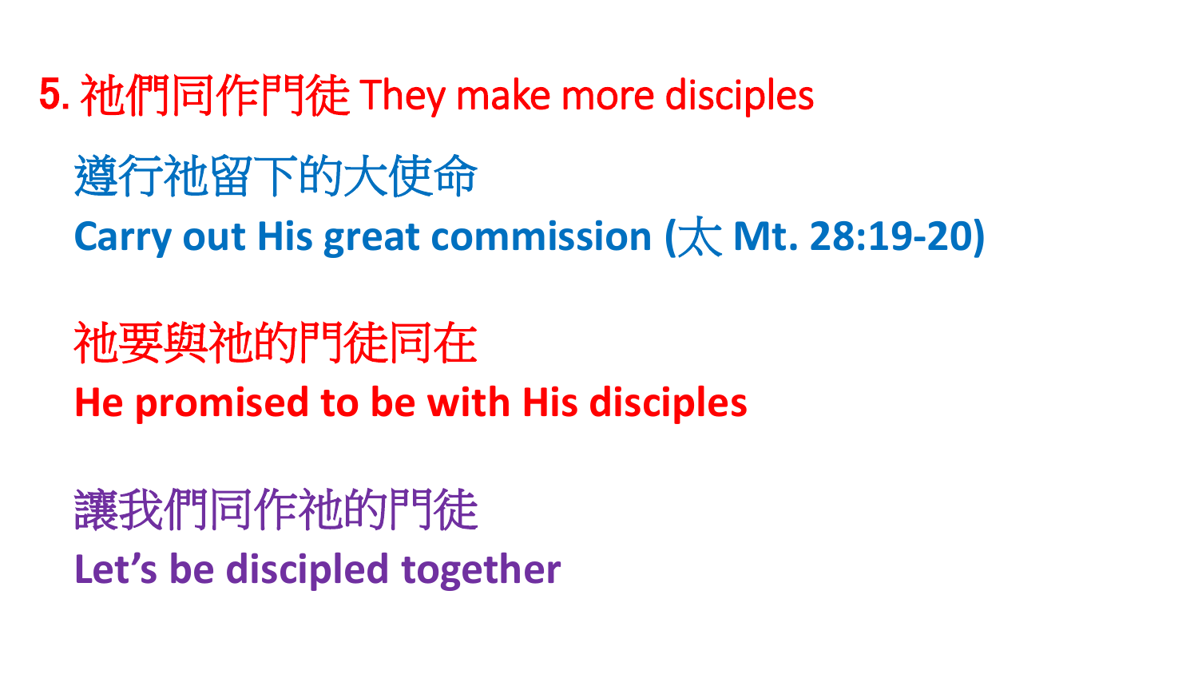## 5. 祂們同作門徒 They make more disciples

遵行祂留下的大使命

**Carry out His great commission (太 Mt. 28:19-20)**

祂要與祂的門徒同在

**He promised to be with His disciples**

讓我們同作祂的門徒

**Let’s be discipled together**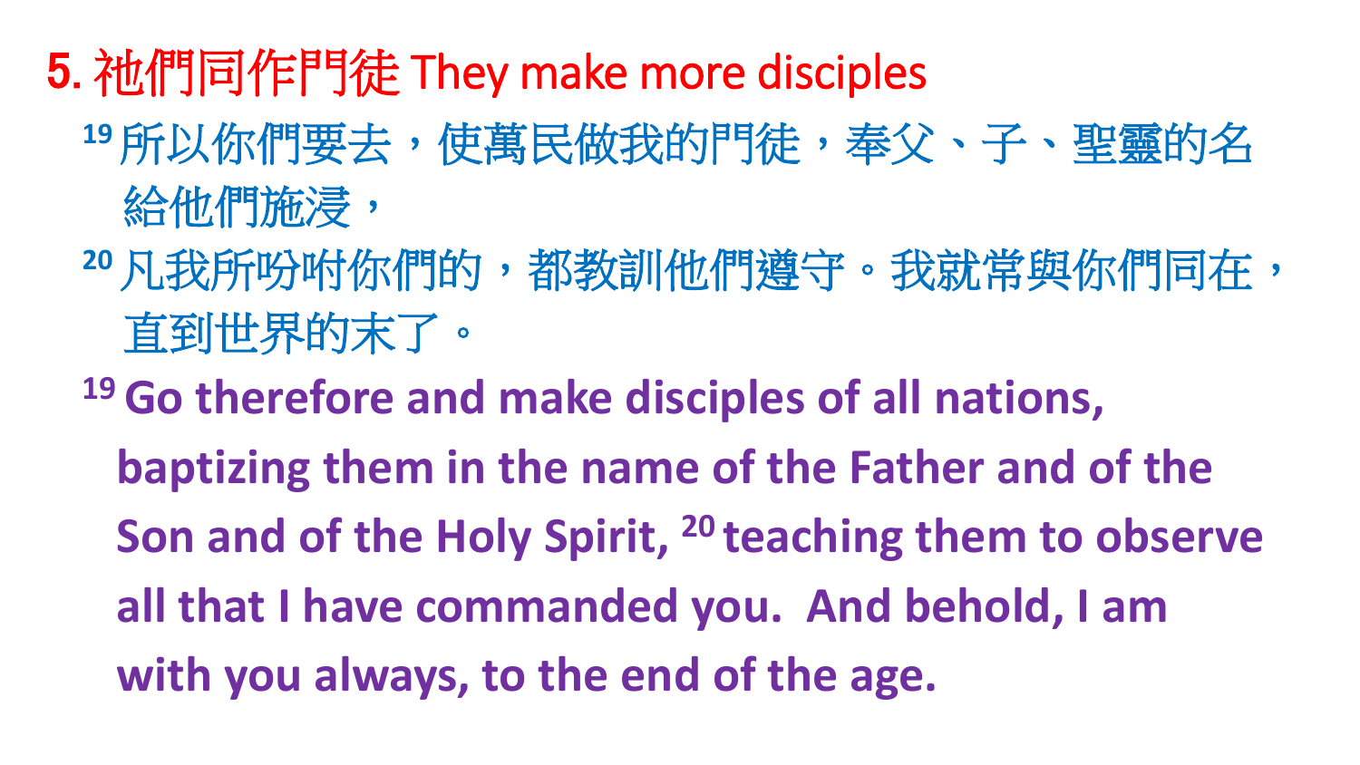# 5. 祂們同作門徒 They make more disciples

[19] 所以你們要去，使萬民做我的門徒，奉父、子、聖靈的名給他們施浸，

[20] 凡我所吩咐你們的，都教訓他們遵守。我就常與你們同在，直到世界的末了。

**[19] Go therefore and make disciples of all nations, baptizing them in the name of the Father and of the Son and of the Holy Spirit, [20] teaching them to observe all that I have commanded you. And behold, I am with you always, to the end of the age.**